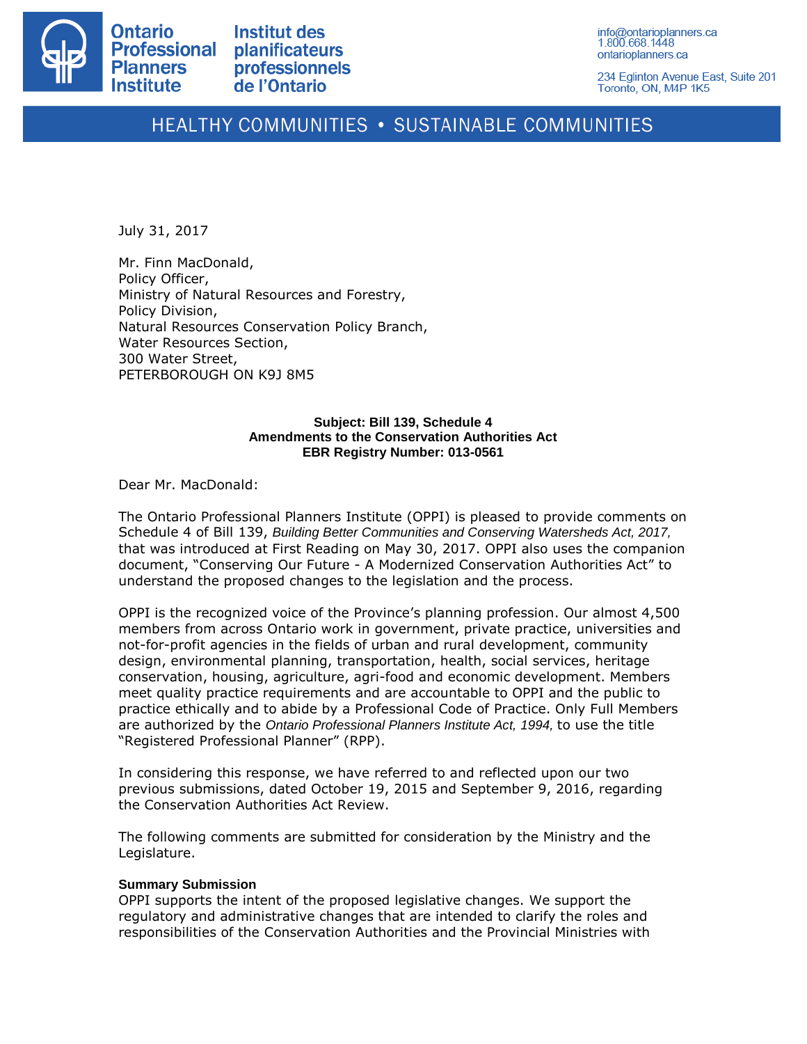Ontario Professional Planners Institute

Institut des planificateurs professionnels de l'Ontario

info@ontarioplanners.ca
1.800.668.1448
ontarioplanners.ca

234 Eglinton Avenue East, Suite 201
Toronto, ON, M4P 1K5

HEALTHY COMMUNITIES • SUSTAINABLE COMMUNITIES

July 31, 2017

Mr. Finn MacDonald,
Policy Officer,
Ministry of Natural Resources and Forestry,
Policy Division,
Natural Resources Conservation Policy Branch,
Water Resources Section,
300 Water Street,
PETERBOROUGH ON K9J 8M5

**Subject: Bill 139, Schedule 4**
**Amendments to the Conservation Authorities Act**
**EBR Registry Number: 013-0561**

Dear Mr. MacDonald:

The Ontario Professional Planners Institute (OPPI) is pleased to provide comments on Schedule 4 of Bill 139, *Building Better Communities and Conserving Watersheds Act, 2017,* that was introduced at First Reading on May 30, 2017. OPPI also uses the companion document, "Conserving Our Future - A Modernized Conservation Authorities Act" to understand the proposed changes to the legislation and the process.

OPPI is the recognized voice of the Province's planning profession. Our almost 4,500 members from across Ontario work in government, private practice, universities and not-for-profit agencies in the fields of urban and rural development, community design, environmental planning, transportation, health, social services, heritage conservation, housing, agriculture, agri-food and economic development. Members meet quality practice requirements and are accountable to OPPI and the public to practice ethically and to abide by a Professional Code of Practice. Only Full Members are authorized by the *Ontario Professional Planners Institute Act, 1994,* to use the title "Registered Professional Planner" (RPP).

In considering this response, we have referred to and reflected upon our two previous submissions, dated October 19, 2015 and September 9, 2016, regarding the Conservation Authorities Act Review.

The following comments are submitted for consideration by the Ministry and the Legislature.

**Summary Submission**

OPPI supports the intent of the proposed legislative changes. We support the regulatory and administrative changes that are intended to clarify the roles and responsibilities of the Conservation Authorities and the Provincial Ministries with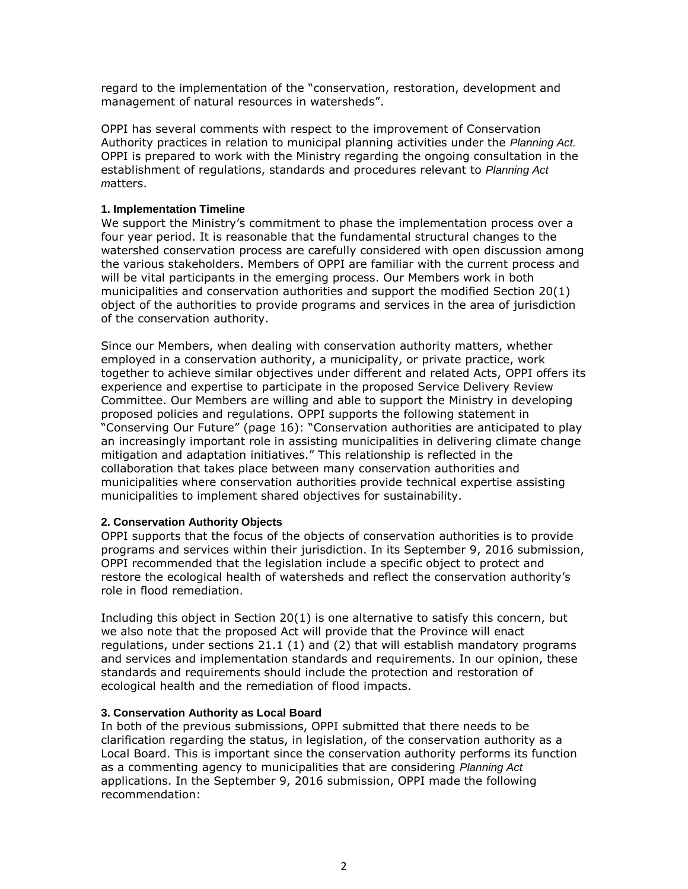regard to the implementation of the "conservation, restoration, development and management of natural resources in watersheds".

OPPI has several comments with respect to the improvement of Conservation Authority practices in relation to municipal planning activities under the *Planning Act.* OPPI is prepared to work with the Ministry regarding the ongoing consultation in the establishment of regulations, standards and procedures relevant to *Planning Act m*atters.

#### 1. Implementation Timeline

We support the Ministry's commitment to phase the implementation process over a four year period. It is reasonable that the fundamental structural changes to the watershed conservation process are carefully considered with open discussion among the various stakeholders. Members of OPPI are familiar with the current process and will be vital participants in the emerging process. Our Members work in both municipalities and conservation authorities and support the modified Section 20(1) object of the authorities to provide programs and services in the area of jurisdiction of the conservation authority.

Since our Members, when dealing with conservation authority matters, whether employed in a conservation authority, a municipality, or private practice, work together to achieve similar objectives under different and related Acts, OPPI offers its experience and expertise to participate in the proposed Service Delivery Review Committee. Our Members are willing and able to support the Ministry in developing proposed policies and regulations. OPPI supports the following statement in "Conserving Our Future" (page 16): "Conservation authorities are anticipated to play an increasingly important role in assisting municipalities in delivering climate change mitigation and adaptation initiatives." This relationship is reflected in the collaboration that takes place between many conservation authorities and municipalities where conservation authorities provide technical expertise assisting municipalities to implement shared objectives for sustainability.

#### 2. Conservation Authority Objects

OPPI supports that the focus of the objects of conservation authorities is to provide programs and services within their jurisdiction. In its September 9, 2016 submission, OPPI recommended that the legislation include a specific object to protect and restore the ecological health of watersheds and reflect the conservation authority's role in flood remediation.

Including this object in Section 20(1) is one alternative to satisfy this concern, but we also note that the proposed Act will provide that the Province will enact regulations, under sections 21.1 (1) and (2) that will establish mandatory programs and services and implementation standards and requirements. In our opinion, these standards and requirements should include the protection and restoration of ecological health and the remediation of flood impacts.

#### 3. Conservation Authority as Local Board

In both of the previous submissions, OPPI submitted that there needs to be clarification regarding the status, in legislation, of the conservation authority as a Local Board. This is important since the conservation authority performs its function as a commenting agency to municipalities that are considering *Planning Act* applications. In the September 9, 2016 submission, OPPI made the following recommendation: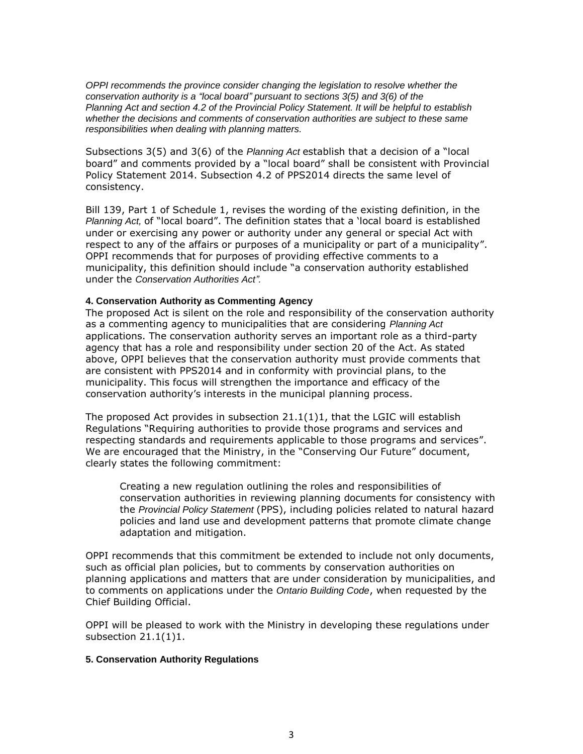*OPPI recommends the province consider changing the legislation to resolve whether the conservation authority is a "local board" pursuant to sections 3(5) and 3(6) of the Planning Act and section 4.2 of the Provincial Policy Statement. It will be helpful to establish whether the decisions and comments of conservation authorities are subject to these same responsibilities when dealing with planning matters.*

Subsections 3(5) and 3(6) of the *Planning Act* establish that a decision of a "local board" and comments provided by a "local board" shall be consistent with Provincial Policy Statement 2014. Subsection 4.2 of PPS2014 directs the same level of consistency.

Bill 139, Part 1 of Schedule 1, revises the wording of the existing definition, in the *Planning Act,* of "local board". The definition states that a 'local board is established under or exercising any power or authority under any general or special Act with respect to any of the affairs or purposes of a municipality or part of a municipality". OPPI recommends that for purposes of providing effective comments to a municipality, this definition should include "a conservation authority established under the *Conservation Authorities Act".*

#### 4. Conservation Authority as Commenting Agency

The proposed Act is silent on the role and responsibility of the conservation authority as a commenting agency to municipalities that are considering *Planning Act* applications. The conservation authority serves an important role as a third-party agency that has a role and responsibility under section 20 of the Act. As stated above, OPPI believes that the conservation authority must provide comments that are consistent with PPS2014 and in conformity with provincial plans, to the municipality. This focus will strengthen the importance and efficacy of the conservation authority's interests in the municipal planning process.

The proposed Act provides in subsection 21.1(1)1, that the LGIC will establish Regulations "Requiring authorities to provide those programs and services and respecting standards and requirements applicable to those programs and services". We are encouraged that the Ministry, in the "Conserving Our Future" document, clearly states the following commitment:

> Creating a new regulation outlining the roles and responsibilities of conservation authorities in reviewing planning documents for consistency with the *Provincial Policy Statement* (PPS), including policies related to natural hazard policies and land use and development patterns that promote climate change adaptation and mitigation.

OPPI recommends that this commitment be extended to include not only documents, such as official plan policies, but to comments by conservation authorities on planning applications and matters that are under consideration by municipalities, and to comments on applications under the *Ontario Building Code*, when requested by the Chief Building Official.

OPPI will be pleased to work with the Ministry in developing these regulations under subsection 21.1(1)1.

#### 5. Conservation Authority Regulations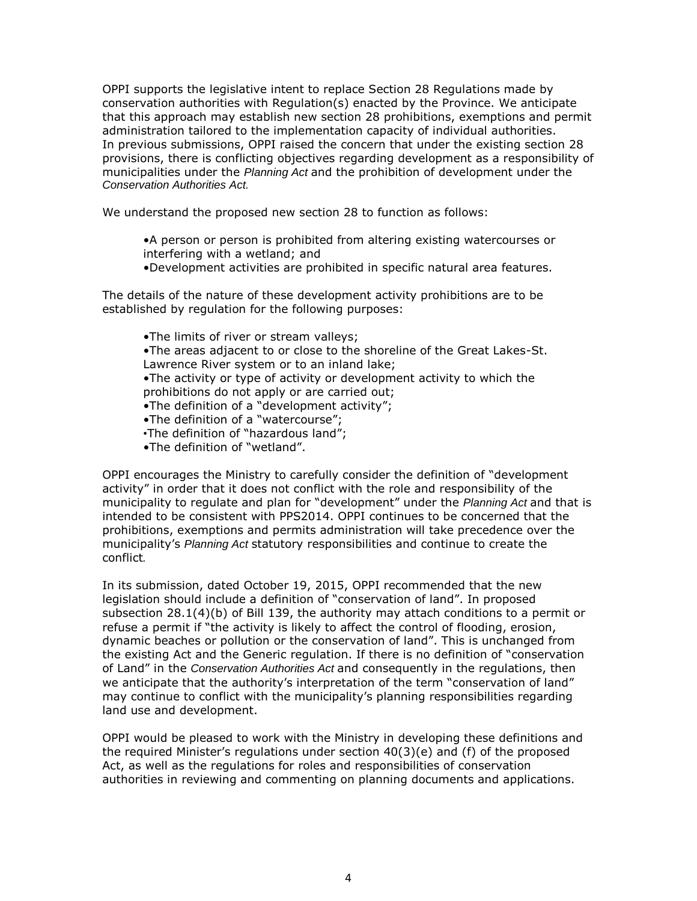OPPI supports the legislative intent to replace Section 28 Regulations made by conservation authorities with Regulation(s) enacted by the Province. We anticipate that this approach may establish new section 28 prohibitions, exemptions and permit administration tailored to the implementation capacity of individual authorities. In previous submissions, OPPI raised the concern that under the existing section 28 provisions, there is conflicting objectives regarding development as a responsibility of municipalities under the *Planning Act* and the prohibition of development under the *Conservation Authorities Act.*

We understand the proposed new section 28 to function as follows:

- A person or person is prohibited from altering existing watercourses or interfering with a wetland; and
- Development activities are prohibited in specific natural area features.

The details of the nature of these development activity prohibitions are to be established by regulation for the following purposes:

- The limits of river or stream valleys;
- The areas adjacent to or close to the shoreline of the Great Lakes-St. Lawrence River system or to an inland lake;
- The activity or type of activity or development activity to which the prohibitions do not apply or are carried out;
- The definition of a "development activity";
- The definition of a "watercourse";
- The definition of "hazardous land";
- The definition of "wetland".

OPPI encourages the Ministry to carefully consider the definition of "development activity" in order that it does not conflict with the role and responsibility of the municipality to regulate and plan for "development" under the *Planning Act* and that is intended to be consistent with PPS2014. OPPI continues to be concerned that the prohibitions, exemptions and permits administration will take precedence over the municipality's *Planning Act* statutory responsibilities and continue to create the conflict.

In its submission, dated October 19, 2015, OPPI recommended that the new legislation should include a definition of "conservation of land". In proposed subsection 28.1(4)(b) of Bill 139, the authority may attach conditions to a permit or refuse a permit if "the activity is likely to affect the control of flooding, erosion, dynamic beaches or pollution or the conservation of land". This is unchanged from the existing Act and the Generic regulation. If there is no definition of "conservation of Land" in the *Conservation Authorities Act* and consequently in the regulations, then we anticipate that the authority's interpretation of the term "conservation of land" may continue to conflict with the municipality's planning responsibilities regarding land use and development.

OPPI would be pleased to work with the Ministry in developing these definitions and the required Minister's regulations under section 40(3)(e) and (f) of the proposed Act, as well as the regulations for roles and responsibilities of conservation authorities in reviewing and commenting on planning documents and applications.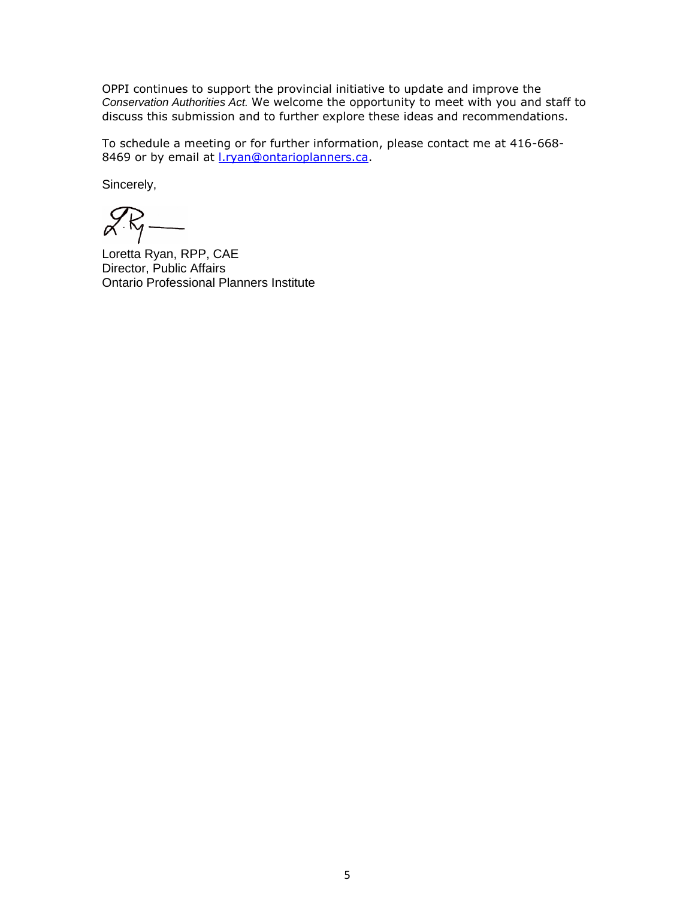OPPI continues to support the provincial initiative to update and improve the *Conservation Authorities Act.* We welcome the opportunity to meet with you and staff to discuss this submission and to further explore these ideas and recommendations.

To schedule a meeting or for further information, please contact me at 416-668-8469 or by email at [l.ryan@ontarioplanners.ca](mailto:l.ryan@ontarioplanners.ca).

Sincerely,

Loretta Ryan, RPP, CAE
Director, Public Affairs
Ontario Professional Planners Institute